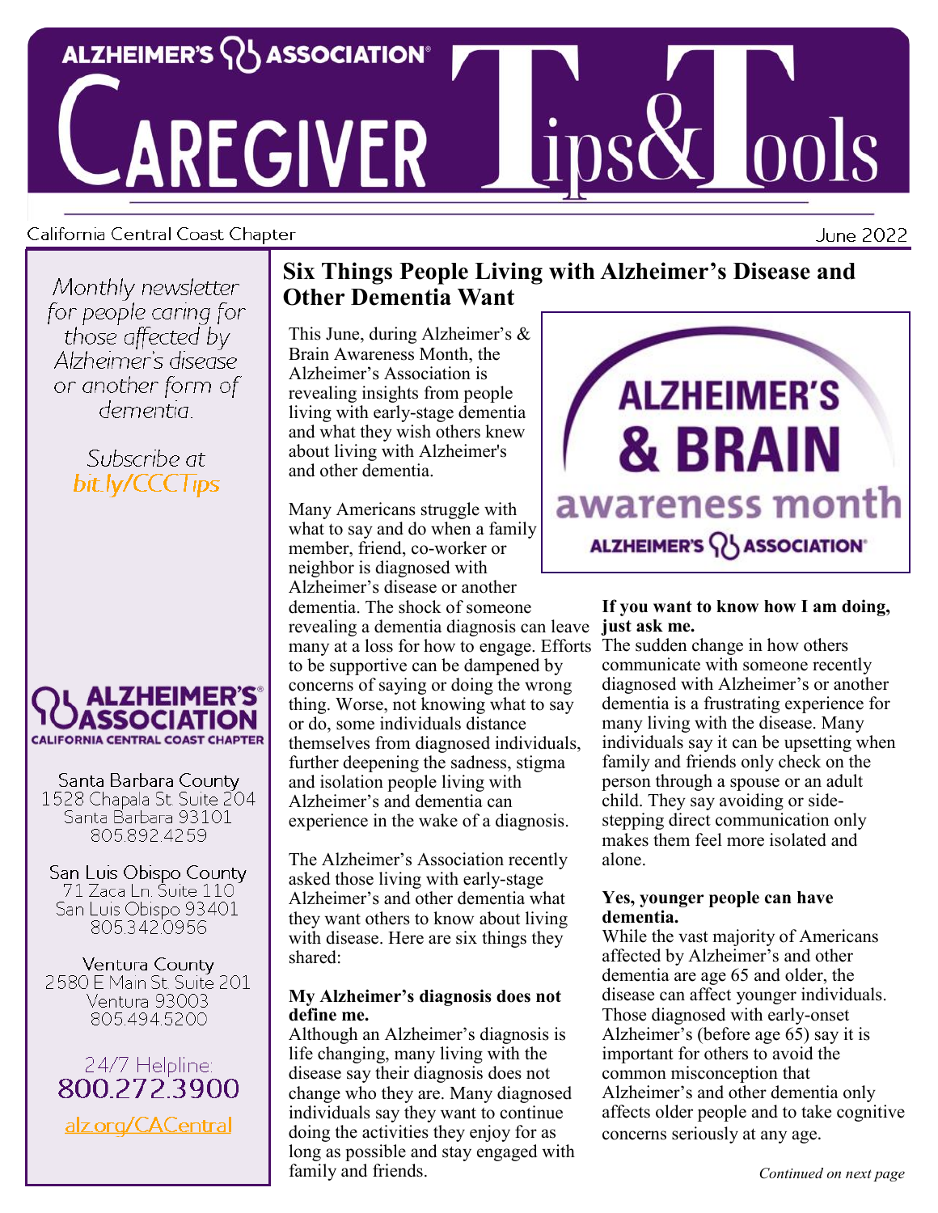# ALZHEIMER'S ASSOCIATION CAREGIVER Tips & Tools

California Central Coast Chapter

June 2022

*Monthly newsletter for people caring for those affected by Alzheimer's disease or another form of dementia.*

Subscribe at bit.ly/CCCTips

ALZHEIMER'S ASSOCIATION CALIFORNIA CENTRAL COAST CHAPTER

Santa Barbara County
1528 Chapala St. Suite 204
Santa Barbara 93101
805.892.4259

San Luis Obispo County
71 Zaca Ln. Suite 110
San Luis Obispo 93401
805.342.0956

Ventura County
2580 E Main St. Suite 201
Ventura 93003
805.494.5200

24/7 Helpline:
800.272.3900

alz.org/CACentral

## Six Things People Living with Alzheimer's Disease and Other Dementia Want

ALZHEIMER'S & BRAIN awareness month — ALZHEIMER'S ASSOCIATION

This June, during Alzheimer's & Brain Awareness Month, the Alzheimer's Association is revealing insights from people living with early-stage dementia and what they wish others knew about living with Alzheimer's and other dementia.

Many Americans struggle with what to say and do when a family member, friend, co-worker or neighbor is diagnosed with Alzheimer's disease or another dementia. The shock of someone revealing a dementia diagnosis can leave many at a loss for how to engage. Efforts to be supportive can be dampened by concerns of saying or doing the wrong thing. Worse, not knowing what to say or do, some individuals distance themselves from diagnosed individuals, further deepening the sadness, stigma and isolation people living with Alzheimer's and dementia can experience in the wake of a diagnosis.

The Alzheimer's Association recently asked those living with early-stage Alzheimer's and other dementia what they want others to know about living with disease. Here are six things they shared:

**My Alzheimer's diagnosis does not define me.**
Although an Alzheimer's diagnosis is life changing, many living with the disease say their diagnosis does not change who they are. Many diagnosed individuals say they want to continue doing the activities they enjoy for as long as possible and stay engaged with family and friends.

**If you want to know how I am doing, just ask me.**
The sudden change in how others communicate with someone recently diagnosed with Alzheimer's or another dementia is a frustrating experience for many living with the disease. Many individuals say it can be upsetting when family and friends only check on the person through a spouse or an adult child. They say avoiding or side-stepping direct communication only makes them feel more isolated and alone.

**Yes, younger people can have dementia.**
While the vast majority of Americans affected by Alzheimer's and other dementia are age 65 and older, the disease can affect younger individuals. Those diagnosed with early-onset Alzheimer's (before age 65) say it is important for others to avoid the common misconception that Alzheimer's and other dementia only affects older people and to take cognitive concerns seriously at any age.

*Continued on next page*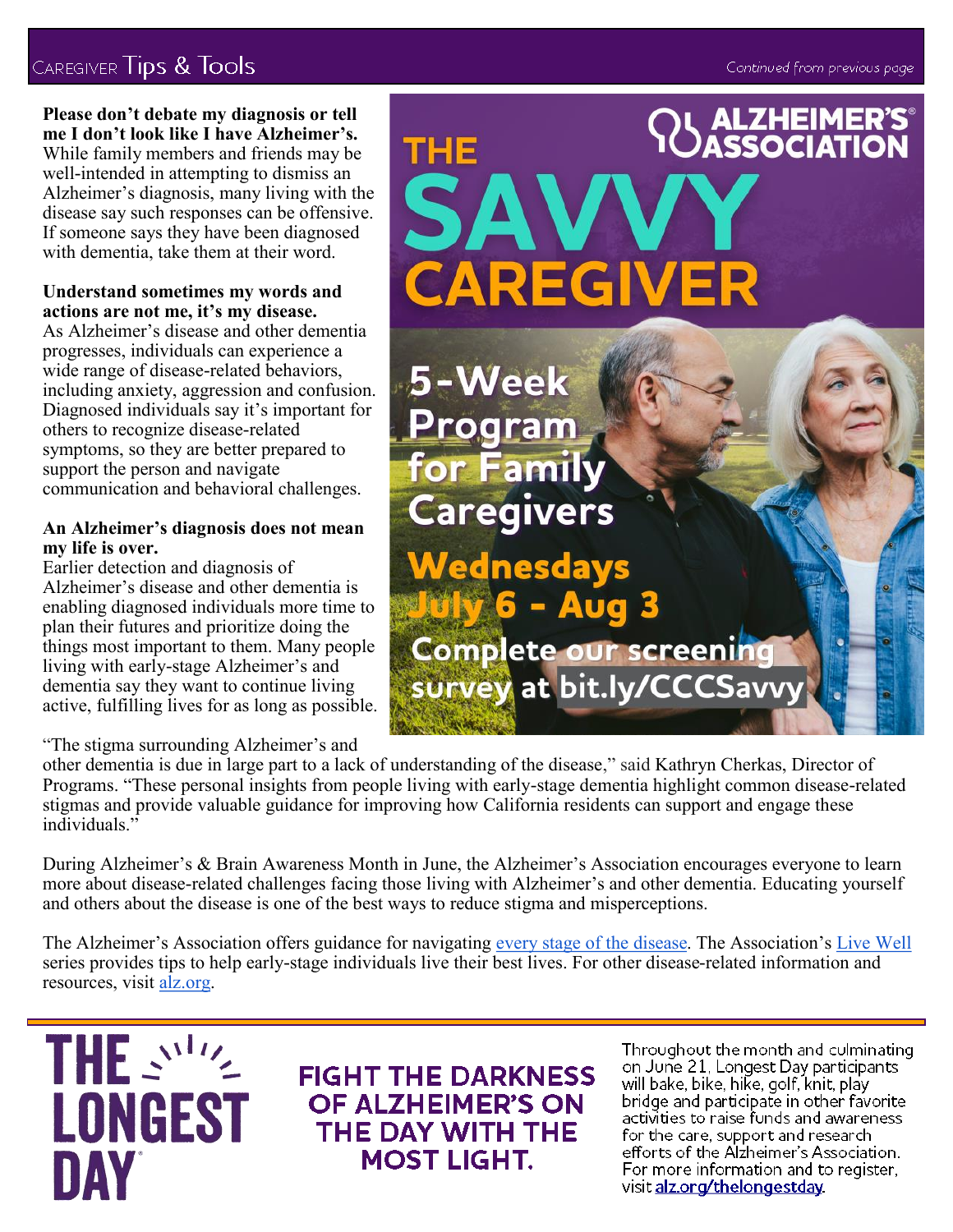**Please don't debate my diagnosis or tell me I don't look like I have Alzheimer's.**
While family members and friends may be well-intended in attempting to dismiss an Alzheimer's diagnosis, many living with the disease say such responses can be offensive. If someone says they have been diagnosed with dementia, take them at their word.

**Understand sometimes my words and actions are not me, it's my disease.**
As Alzheimer's disease and other dementia progresses, individuals can experience a wide range of disease-related behaviors, including anxiety, aggression and confusion. Diagnosed individuals say it's important for others to recognize disease-related symptoms, so they are better prepared to support the person and navigate communication and behavioral challenges.

**An Alzheimer's diagnosis does not mean my life is over.**
Earlier detection and diagnosis of Alzheimer's disease and other dementia is enabling diagnosed individuals more time to plan their futures and prioritize doing the things most important to them. Many people living with early-stage Alzheimer's and dementia say they want to continue living active, fulfilling lives for as long as possible.

ALZHEIMER'S ASSOCIATION

THE SAVVY CAREGIVER

5-Week Program for Family Caregivers

Wednesdays July 6 - Aug 3

Complete our screening survey at bit.ly/CCCSavvy

"The stigma surrounding Alzheimer's and other dementia is due in large part to a lack of understanding of the disease," said Kathryn Cherkas, Director of Programs. "These personal insights from people living with early-stage dementia highlight common disease-related stigmas and provide valuable guidance for improving how California residents can support and engage these individuals."

During Alzheimer's & Brain Awareness Month in June, the Alzheimer's Association encourages everyone to learn more about disease-related challenges facing those living with Alzheimer's and other dementia. Educating yourself and others about the disease is one of the best ways to reduce stigma and misperceptions.

The Alzheimer's Association offers guidance for navigating every stage of the disease. The Association's Live Well series provides tips to help early-stage individuals live their best lives. For other disease-related information and resources, visit alz.org.

THE LONGEST DAY

FIGHT THE DARKNESS OF ALZHEIMER'S ON THE DAY WITH THE MOST LIGHT.

Throughout the month and culminating on June 21, Longest Day participants will bake, bike, hike, golf, knit, play bridge and participate in other favorite activities to raise funds and awareness for the care, support and research efforts of the Alzheimer's Association. For more information and to register, visit alz.org/thelongestday.